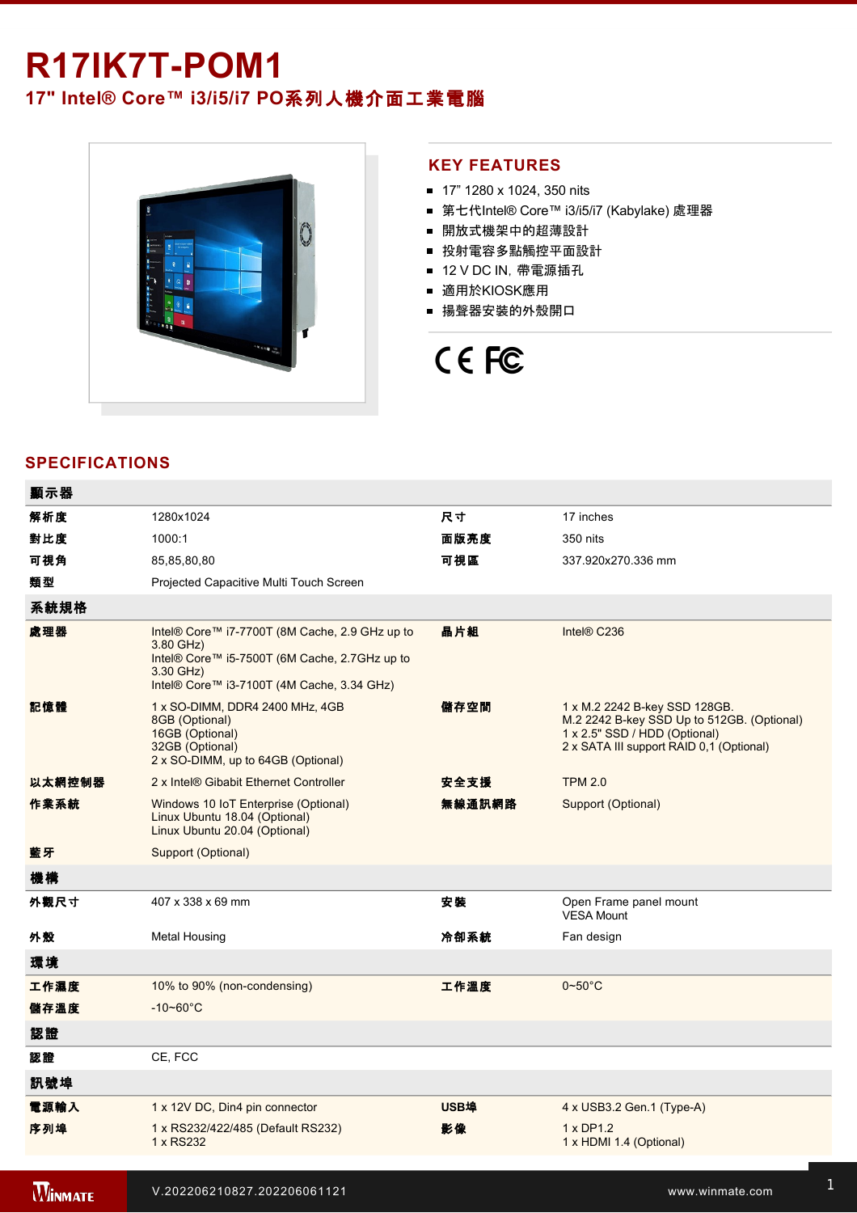# R17IK7T-POM1

## 17" Intel® Core™ i3/i5/i7 PO系列人機介面工業電腦

## KEY FEATURES

- 17" 1280 x 1024, 350 nits
- 第七代Intel® Core™ i3/i5/i7 (Kabylake) 處理器
- 開放式機架中的超薄設計
- 投射電容多點觸控平面設計
- 12 V DC IN, 帶電源插孔
- 適用於KIOSK應用
- 揚聲器安裝的外殼開口

## SPECIFICATIONS

| 顯示器 | | | |
|---|---|---|---|
| 解析度 | 1280x1024 | 尺寸 | 17 inches |
| 對比度 | 1000:1 | 面版亮度 | 350 nits |
| 可視角 | 85,85,80,80 | 可視區 | 337.920x270.336 mm |
| 類型 | Projected Capacitive Multi Touch Screen | | |
| **系統規格** | | | |
| 處理器 | Intel® Core™ i7-7700T (8M Cache, 2.9 GHz up to 3.80 GHz)<br>Intel® Core™ i5-7500T (6M Cache, 2.7GHz up to 3.30 GHz)<br>Intel® Core™ i3-7100T (4M Cache, 3.34 GHz) | 晶片組 | Intel® C236 |
| 記憶體 | 1 x SO-DIMM, DDR4 2400 MHz, 4GB<br>8GB (Optional)<br>16GB (Optional)<br>32GB (Optional)<br>2 x SO-DIMM, up to 64GB (Optional) | 儲存空間 | 1 x M.2 2242 B-key SSD 128GB.<br>M.2 2242 B-key SSD Up to 512GB. (Optional)<br>1 x 2.5" SSD / HDD (Optional)<br>2 x SATA III support RAID 0,1 (Optional) |
| 以太網控制器 | 2 x Intel® Gibabit Ethernet Controller | 安全支援 | TPM 2.0 |
| 作業系統 | Windows 10 IoT Enterprise (Optional)<br>Linux Ubuntu 18.04 (Optional)<br>Linux Ubuntu 20.04 (Optional) | 無線通訊網路 | Support (Optional) |
| 藍牙 | Support (Optional) | | |
| **機構** | | | |
| 外觀尺寸 | 407 x 338 x 69 mm | 安裝 | Open Frame panel mount<br>VESA Mount |
| 外殼 | Metal Housing | 冷卻系統 | Fan design |
| **環境** | | | |
| 工作濕度 | 10% to 90% (non-condensing) | 工作溫度 | 0~50°C |
| 儲存溫度 | -10~60°C | | |
| **認證** | | | |
| 認證 | CE, FCC | | |
| **訊號埠** | | | |
| 電源輸入 | 1 x 12V DC, Din4 pin connector | USB埠 | 4 x USB3.2 Gen.1 (Type-A) |
| 序列埠 | 1 x RS232/422/485 (Default RS232)<br>1 x RS232 | 影像 | 1 x DP1.2<br>1 x HDMI 1.4 (Optional) |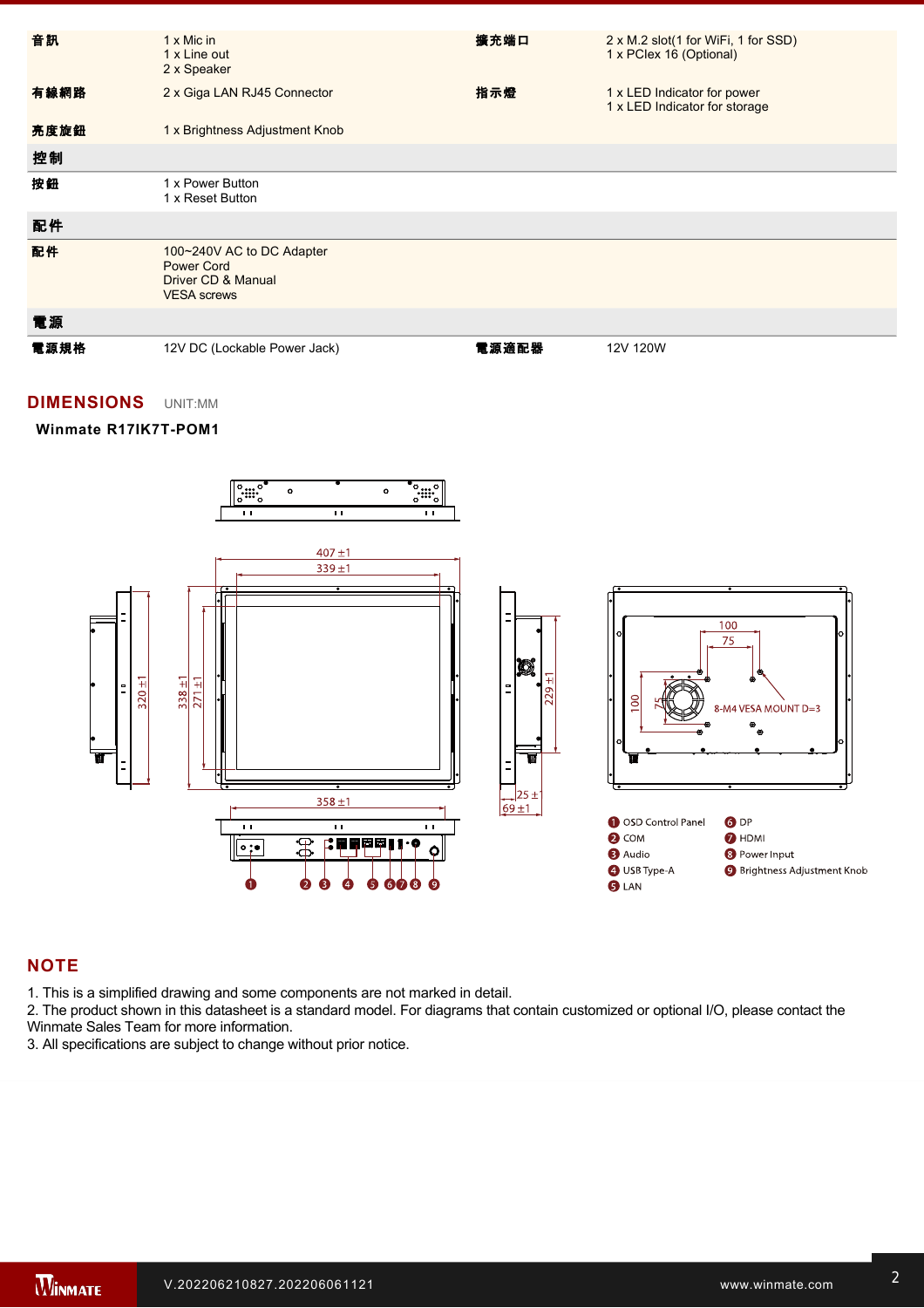| | | | |
|---|---|---|---|
| 音訊 | 1 x Mic in<br>1 x Line out<br>2 x Speaker | 擴充端口 | 2 x M.2 slot(1 for WiFi, 1 for SSD)<br>1 x PCIex 16 (Optional) |
| 有線網路 | 2 x Giga LAN RJ45 Connector | 指示燈 | 1 x LED Indicator for power<br>1 x LED Indicator for storage |
| 亮度旋鈕 | 1 x Brightness Adjustment Knob | | |

## 控制

| | |
|---|---|
| 按鈕 | 1 x Power Button<br>1 x Reset Button |

## 配件

| | |
|---|---|
| 配件 | 100~240V AC to DC Adapter<br>Power Cord<br>Driver CD & Manual<br>VESA screws |

## 電源

| | | | |
|---|---|---|---|
| 電源規格 | 12V DC (Lockable Power Jack) | 電源適配器 | 12V 120W |

## DIMENSIONS UNIT:MM

**Winmate R17IK7T-POM1**

407 ±1
339 ±1
320 ±1
338 ±1
271 ±1
358 ±1
229 ±1
25 ±1
69 ±1
100
75
100
75
8-M4 VESA MOUNT D=3

1 OSD Control Panel
2 COM
3 Audio
4 USB Type-A
5 LAN
6 DP
7 HDMI
8 Power Input
9 Brightness Adjustment Knob

## NOTE

1. This is a simplified drawing and some components are not marked in detail.
2. The product shown in this datasheet is a standard model. For diagrams that contain customized or optional I/O, please contact the Winmate Sales Team for more information.
3. All specifications are subject to change without prior notice.